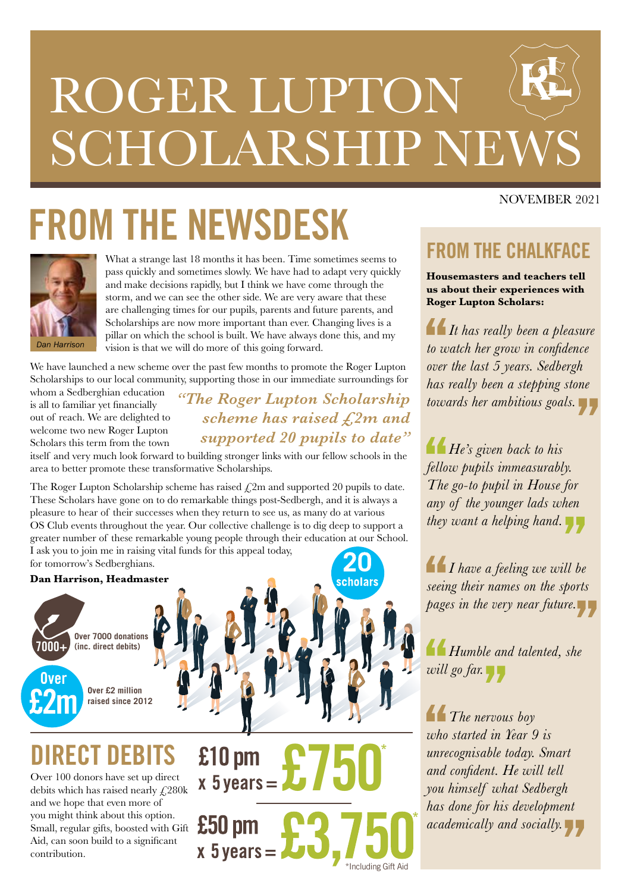# ROGER LUPTON SCHOLARSHIP NEWS

NOVEMBER 2021

## FROM THE NEWSDESK

Dan Harrison

What a strange last 18 months it has been. Time sometimes seems to pass quickly and sometimes slowly. We have had to adapt very quickly and make decisions rapidly, but I think we have come through the storm, and we can see the other side. We are very aware that these are challenging times for our pupils, parents and future parents, and Scholarships are now more important than ever. Changing lives is a pillar on which the school is built. We have always done this, and my vision is that we will do more of this going forward.

We have launched a new scheme over the past few months to promote the Roger Lupton Scholarships to our local community, supporting those in our immediate surroundings for whom a Sedberghian education is all to familiar yet financially out of reach. We are delighted to welcome two new Roger Lupton Scholars this term from the town itself and very much look forward to building stronger links with our fellow schools in the area to better promote these transformative Scholarships.

*"The Roger Lupton Scholarship scheme has raised £2m and supported 20 pupils to date"*

The Roger Lupton Scholarship scheme has raised £2m and supported 20 pupils to date. These Scholars have gone on to do remarkable things post-Sedbergh, and it is always a pleasure to hear of their successes when they return to see us, as many do at various OS Club events throughout the year. Our collective challenge is to dig deep to support a greater number of these remarkable young people through their education at our School. I ask you to join me in raising vital funds for this appeal today, for tomorrow's Sedberghians.

**Dan Harrison, Headmaster**

**7000+** Over 7000 donations (inc. direct debits)

**Over £2m** Over £2 million raised since 2012

**20** scholars

## DIRECT DEBITS

Over 100 donors have set up direct debits which has raised nearly £280k and we hope that even more of you might think about this option. Small, regular gifts, boosted with Gift Aid, can soon build to a significant contribution.

£10 pm x 5 years = £750*

£50 pm x 5 years = £3,750*

*Including Gift Aid

## FROM THE CHALKFACE

**Housemasters and teachers tell us about their experiences with Roger Lupton Scholars:**

*"It has really been a pleasure to watch her grow in confidence over the last 5 years. Sedbergh has really been a stepping stone towards her ambitious goals."*

*"He's given back to his fellow pupils immeasurably. The go-to pupil in House for any of the younger lads when they want a helping hand."*

*"I have a feeling we will be seeing their names on the sports pages in the very near future."*

*"Humble and talented, she will go far."*

*"The nervous boy who started in Year 9 is unrecognisable today. Smart and confident. He will tell you himself what Sedbergh has done for his development academically and socially."*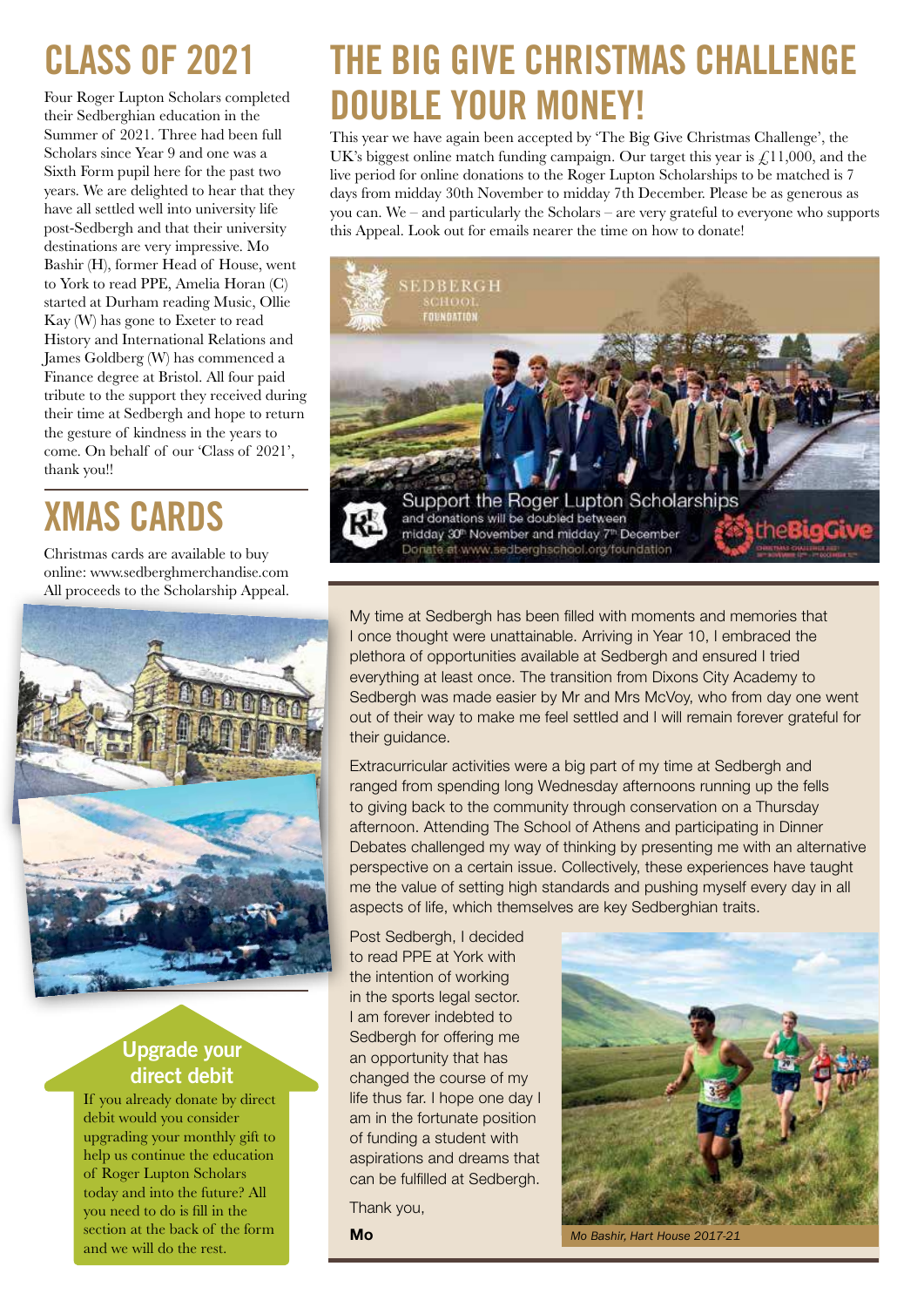# CLASS OF 2021

Four Roger Lupton Scholars completed their Sedberghian education in the Summer of 2021. Three had been full Scholars since Year 9 and one was a Sixth Form pupil here for the past two years. We are delighted to hear that they have all settled well into university life post-Sedbergh and that their university destinations are very impressive. Mo Bashir (H), former Head of House, went to York to read PPE, Amelia Horan (C) started at Durham reading Music, Ollie Kay (W) has gone to Exeter to read History and International Relations and James Goldberg (W) has commenced a Finance degree at Bristol. All four paid tribute to the support they received during their time at Sedbergh and hope to return the gesture of kindness in the years to come. On behalf of our 'Class of 2021', thank you!!

# XMAS CARDS

Christmas cards are available to buy online: www.sedberghmerchandise.com All proceeds to the Scholarship Appeal.

## Upgrade your direct debit

If you already donate by direct debit would you consider upgrading your monthly gift to help us continue the education of Roger Lupton Scholars today and into the future? All you need to do is fill in the section at the back of the form and we will do the rest.

# THE BIG GIVE CHRISTMAS CHALLENGE DOUBLE YOUR MONEY!

This year we have again been accepted by 'The Big Give Christmas Challenge', the UK's biggest online match funding campaign. Our target this year is £11,000, and the live period for online donations to the Roger Lupton Scholarships to be matched is 7 days from midday 30th November to midday 7th December. Please be as generous as you can. We – and particularly the Scholars – are very grateful to everyone who supports this Appeal. Look out for emails nearer the time on how to donate!

SEDBERGH SCHOOL FOUNDATION

Support the Roger Lupton Scholarships
and donations will be doubled between midday 30th November and midday 7th December
Donate at www.sedberghschool.org/foundation

My time at Sedbergh has been filled with moments and memories that I once thought were unattainable. Arriving in Year 10, I embraced the plethora of opportunities available at Sedbergh and ensured I tried everything at least once. The transition from Dixons City Academy to Sedbergh was made easier by Mr and Mrs McVoy, who from day one went out of their way to make me feel settled and I will remain forever grateful for their guidance.

Extracurricular activities were a big part of my time at Sedbergh and ranged from spending long Wednesday afternoons running up the fells to giving back to the community through conservation on a Thursday afternoon. Attending The School of Athens and participating in Dinner Debates challenged my way of thinking by presenting me with an alternative perspective on a certain issue. Collectively, these experiences have taught me the value of setting high standards and pushing myself every day in all aspects of life, which themselves are key Sedberghian traits.

Post Sedbergh, I decided to read PPE at York with the intention of working in the sports legal sector. I am forever indebted to Sedbergh for offering me an opportunity that has changed the course of my life thus far. I hope one day I am in the fortunate position of funding a student with aspirations and dreams that can be fulfilled at Sedbergh.

Thank you,

**Mo**

*Mo Bashir, Hart House 2017-21*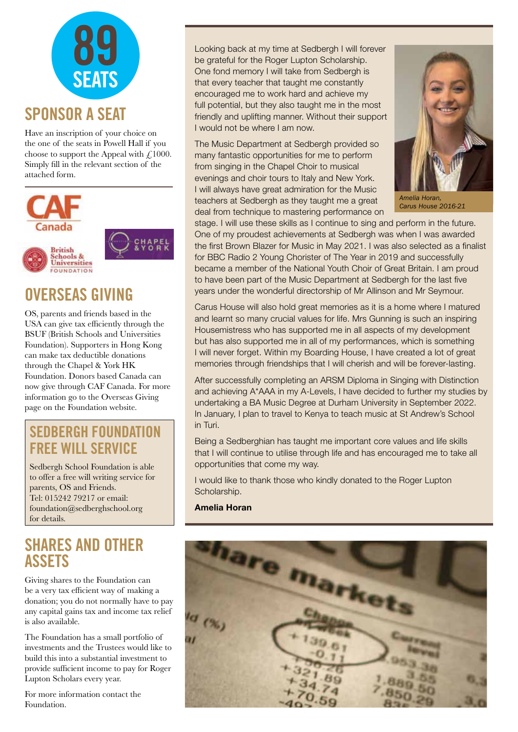# 89 SEATS

## SPONSOR A SEAT

Have an inscription of your choice on the one of the seats in Powell Hall if you choose to support the Appeal with £1000. Simply fill in the relevant section of the attached form.

CAF Canada

British Schools & Universities Foundation

Chapel & York

## OVERSEAS GIVING

OS, parents and friends based in the USA can give tax efficiently through the BSUF (British Schools and Universities Foundation). Supporters in Hong Kong can make tax deductible donations through the Chapel & York HK Foundation. Donors based Canada can now give through CAF Canada. For more information go to the Overseas Giving page on the Foundation website.

## SEDBERGH FOUNDATION FREE WILL SERVICE

Sedbergh School Foundation is able to offer a free will writing service for parents, OS and Friends.
Tel: 015242 79217 or email: foundation@sedberghschool.org for details.

## SHARES AND OTHER ASSETS

Giving shares to the Foundation can be a very tax efficient way of making a donation; you do not normally have to pay any capital gains tax and income tax relief is also available.

The Foundation has a small portfolio of investments and the Trustees would like to build this into a substantial investment to provide sufficient income to pay for Roger Lupton Scholars every year.

For more information contact the Foundation.

---

Looking back at my time at Sedbergh I will forever be grateful for the Roger Lupton Scholarship. One fond memory I will take from Sedbergh is that every teacher that taught me constantly encouraged me to work hard and achieve my full potential, but they also taught me in the most friendly and uplifting manner. Without their support I would not be where I am now.

The Music Department at Sedbergh provided so many fantastic opportunities for me to perform from singing in the Chapel Choir to musical evenings and choir tours to Italy and New York. I will always have great admiration for the Music teachers at Sedbergh as they taught me a great deal from technique to mastering performance on stage. I will use these skills as I continue to sing and perform in the future. One of my proudest achievements at Sedbergh was when I was awarded the first Brown Blazer for Music in May 2021. I was also selected as a finalist for BBC Radio 2 Young Chorister of The Year in 2019 and successfully became a member of the National Youth Choir of Great Britain. I am proud to have been part of the Music Department at Sedbergh for the last five years under the wonderful directorship of Mr Allinson and Mr Seymour.

*Amelia Horan, Carus House 2016-21*

Carus House will also hold great memories as it is a home where I matured and learnt so many crucial values for life. Mrs Gunning is such an inspiring Housemistress who has supported me in all aspects of my development but has also supported me in all of my performances, which is something I will never forget. Within my Boarding House, I have created a lot of great memories through friendships that I will cherish and will be forever-lasting.

After successfully completing an ARSM Diploma in Singing with Distinction and achieving A*AAA in my A-Levels, I have decided to further my studies by undertaking a BA Music Degree at Durham University in September 2022. In January, I plan to travel to Kenya to teach music at St Andrew's School in Turi.

Being a Sedberghian has taught me important core values and life skills that I will continue to utilise through life and has encouraged me to take all opportunities that come my way.

I would like to thank those who kindly donated to the Roger Lupton Scholarship.

**Amelia Horan**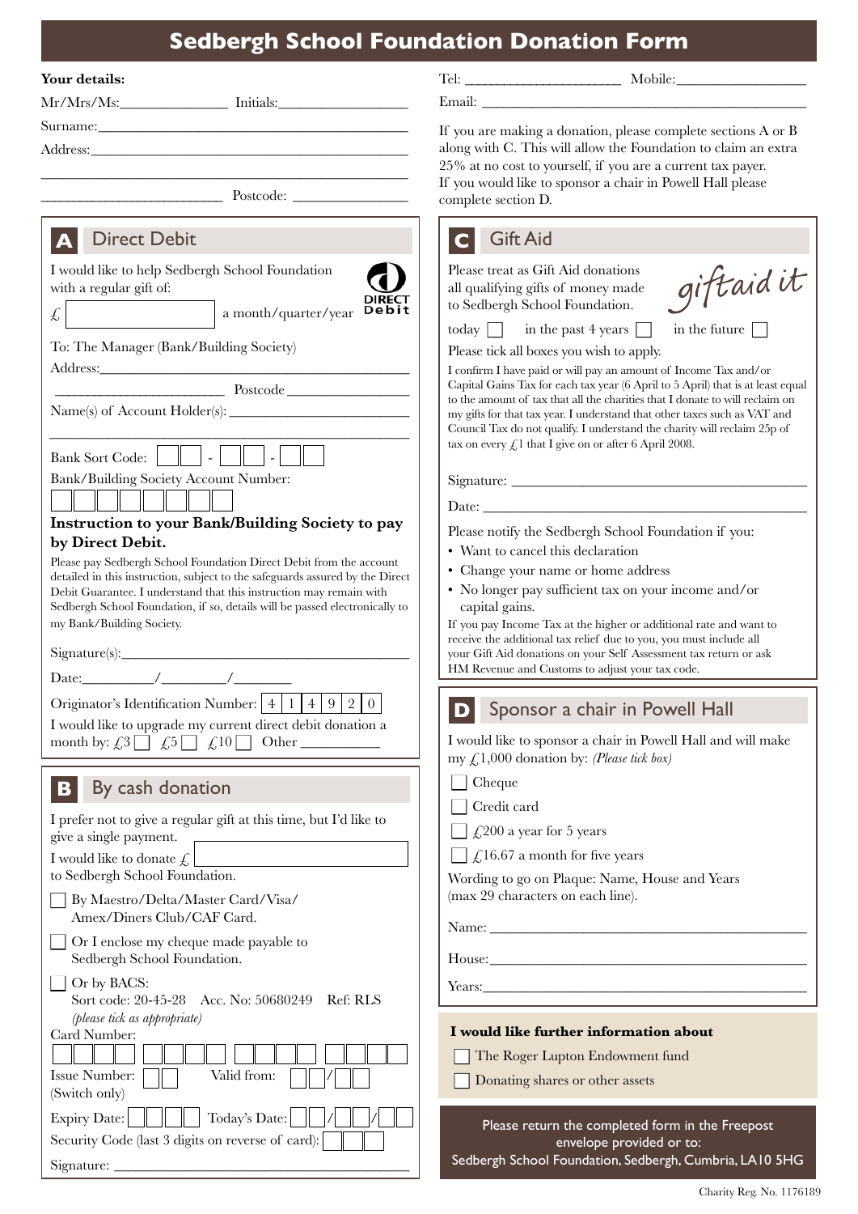# Sedbergh School Foundation Donation Form

**Your details:**

Mr/Mrs/Ms:_______________ Initials:___________________

Surname:_____________________________________________

Address:_____________________________________________

_____________________________________________________

__________________________ Postcode: ________________

Tel: ______________________ Mobile:__________________

Email: _______________________________________________

If you are making a donation, please complete sections A or B along with C. This will allow the Foundation to claim an extra 25% at no cost to yourself, if you are a current tax payer. If you would like to sponsor a chair in Powell Hall please complete section D.

## A Direct Debit

I would like to help Sedbergh School Foundation with a regular gift of:

£ ☐ a month/quarter/year

DIRECT Debit

To: The Manager (Bank/Building Society)

Address:_____________________________________________

__________________________ Postcode _________________

Name(s) of Account Holder(s): _________________________

_____________________________________________________

Bank Sort Code: ☐☐ - ☐☐ - ☐☐

Bank/Building Society Account Number:

☐☐☐☐☐☐☐☐

**Instruction to your Bank/Building Society to pay by Direct Debit.**

Please pay Sedbergh School Foundation Direct Debit from the account detailed in this instruction, subject to the safeguards assured by the Direct Debit Guarantee. I understand that this instruction may remain with Sedbergh School Foundation, if so, details will be passed electronically to my Bank/Building Society.

Signature(s):_________________________________________

Date:__________/_________/________

Originator's Identification Number: 4 1 4 9 2 0

I would like to upgrade my current direct debit donation a month by: £3 ☐ £5 ☐ £10 ☐ Other ___________

## B By cash donation

I prefer not to give a regular gift at this time, but I'd like to give a single payment.

I would like to donate £ ☐ to Sedbergh School Foundation.

- ☐ By Maestro/Delta/Master Card/Visa/Amex/Diners Club/CAF Card.
- ☐ Or I enclose my cheque made payable to Sedbergh School Foundation.
- ☐ Or by BACS: Sort code: 20-45-28 Acc. No: 50680249 Ref: RLS

*(please tick as appropriate)*

Card Number:

☐☐☐☐ ☐☐☐☐ ☐☐☐☐ ☐☐☐☐

Issue Number: ☐☐ (Switch only) Valid from: ☐☐/☐☐

Expiry Date: ☐☐/☐☐ Today's Date: ☐☐/☐☐/☐☐

Security Code (last 3 digits on reverse of card): ☐☐☐

Signature: ___________________________________________

## C Gift Aid

giftaid it

Please treat as Gift Aid donations all qualifying gifts of money made to Sedbergh School Foundation.

today ☐ in the past 4 years ☐ in the future ☐

Please tick all boxes you wish to apply.

I confirm I have paid or will pay an amount of Income Tax and/or Capital Gains Tax for each tax year (6 April to 5 April) that is at least equal to the amount of tax that all the charities that I donate to will reclaim on my gifts for that tax year. I understand that other taxes such as VAT and Council Tax do not qualify. I understand the charity will reclaim 25p of tax on every £1 that I give on or after 6 April 2008.

Signature: ___________________________________________

Date: _______________________________________________

Please notify the Sedbergh School Foundation if you:

- Want to cancel this declaration
- Change your name or home address
- No longer pay sufficient tax on your income and/or capital gains.

If you pay Income Tax at the higher or additional rate and want to receive the additional tax relief due to you, you must include all your Gift Aid donations on your Self Assessment tax return or ask HM Revenue and Customs to adjust your tax code.

## D Sponsor a chair in Powell Hall

I would like to sponsor a chair in Powell Hall and will make my £1,000 donation by: *(Please tick box)*

- ☐ Cheque
- ☐ Credit card
- ☐ £200 a year for 5 years
- ☐ £16.67 a month for five years

Wording to go on Plaque: Name, House and Years (max 29 characters on each line).

Name: _______________________________________________

House:_______________________________________________

Years:_______________________________________________

**I would like further information about**

- ☐ The Roger Lupton Endowment fund
- ☐ Donating shares or other assets

Please return the completed form in the Freepost envelope provided or to:
Sedbergh School Foundation, Sedbergh, Cumbria, LA10 5HG

Charity Reg. No. 1176189